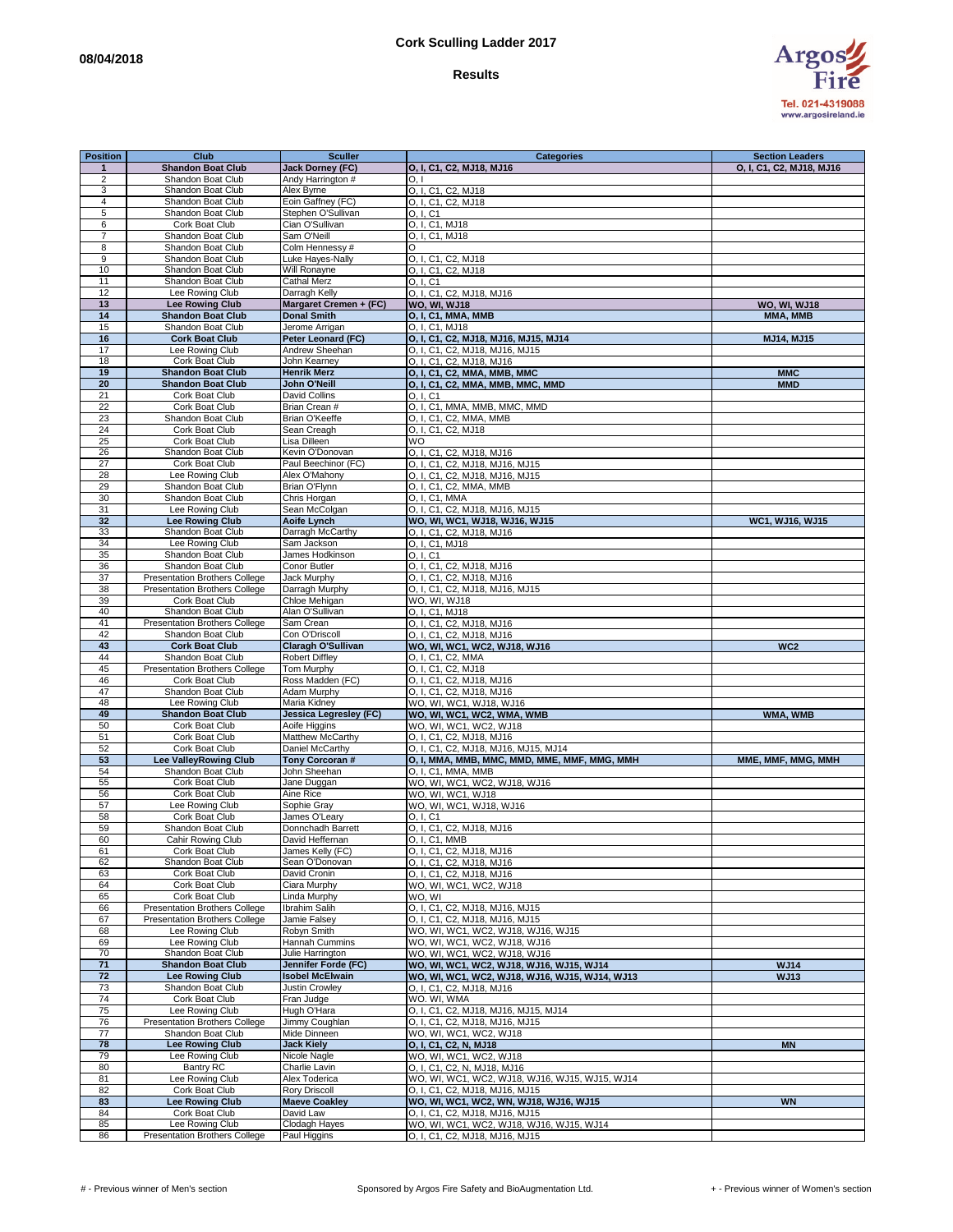08/04/2018

# Cork Sculling Ladder 2017

## Results

Argos Fire
Tel. 021-4319088
www.argosireland.ie

| Position | Club | Sculler | Categories | Section Leaders |
|---|---|---|---|---|
| **1** | **Shandon Boat Club** | **Jack Dorney (FC)** | **O, I, C1, C2, MJ18, MJ16** | **O, I, C1, C2, MJ18, MJ16** |
| 2 | Shandon Boat Club | Andy Harrington # | O, I | |
| 3 | Shandon Boat Club | Alex Byrne | O, I, C1, C2, MJ18 | |
| 4 | Shandon Boat Club | Eoin Gaffney (FC) | O, I, C1, C2, MJ18 | |
| 5 | Shandon Boat Club | Stephen O'Sullivan | O, I, C1 | |
| 6 | Cork Boat Club | Cian O'Sullivan | O, I, C1, MJ18 | |
| 7 | Shandon Boat Club | Sam O'Neill | O, I, C1, MJ18 | |
| 8 | Shandon Boat Club | Colm Hennessy # | O | |
| 9 | Shandon Boat Club | Luke Hayes-Nally | O, I, C1, C2, MJ18 | |
| 10 | Shandon Boat Club | Will Ronayne | O, I, C1, C2, MJ18 | |
| 11 | Shandon Boat Club | Cathal Merz | O, I, C1 | |
| 12 | Lee Rowing Club | Darragh Kelly | O, I, C1, C2, MJ18, MJ16 | |
| **13** | **Lee Rowing Club** | **Margaret Cremen + (FC)** | **WO, WI, WJ18** | **WO, WI, WJ18** |
| **14** | **Shandon Boat Club** | **Donal Smith** | **O, I, C1, MMA, MMB** | **MMA, MMB** |
| 15 | Shandon Boat Club | Jerome Arrigan | O, I, C1, MJ18 | |
| **16** | **Cork Boat Club** | **Peter Leonard (FC)** | **O, I, C1, C2, MJ18, MJ16, MJ15, MJ14** | **MJ14, MJ15** |
| 17 | Lee Rowing Club | Andrew Sheehan | O, I, C1, C2, MJ18, MJ16, MJ15 | |
| 18 | Cork Boat Club | John Kearney | O, I, C1, C2, MJ18, MJ16 | |
| **19** | **Shandon Boat Club** | **Henrik Merz** | **O, I, C1, C2, MMA, MMB, MMC** | **MMC** |
| **20** | **Shandon Boat Club** | **John O'Neill** | **O, I, C1, C2, MMA, MMB, MMC, MMD** | **MMD** |
| 21 | Cork Boat Club | David Collins | O, I, C1 | |
| 22 | Cork Boat Club | Brian Crean # | O, I, C1, MMA, MMB, MMC, MMD | |
| 23 | Shandon Boat Club | Brian O'Keeffe | O, I, C1, C2, MMA, MMB | |
| 24 | Cork Boat Club | Sean Creagh | O, I, C1, C2, MJ18 | |
| 25 | Cork Boat Club | Lisa Dilleen | WO | |
| 26 | Shandon Boat Club | Kevin O'Donovan | O, I, C1, C2, MJ18, MJ16 | |
| 27 | Cork Boat Club | Paul Beechinor (FC) | O, I, C1, C2, MJ18, MJ16, MJ15 | |
| 28 | Lee Rowing Club | Alex O'Mahony | O, I, C1, C2, MJ18, MJ16, MJ15 | |
| 29 | Shandon Boat Club | Brian O'Flynn | O, I, C1, C2, MMA, MMB | |
| 30 | Shandon Boat Club | Chris Horgan | O, I, C1, MMA | |
| 31 | Lee Rowing Club | Sean McColgan | O, I, C1, C2, MJ18, MJ16, MJ15 | |
| **32** | **Lee Rowing Club** | **Aoife Lynch** | **WO, WI, WC1, WJ18, WJ16, WJ15** | **WC1, WJ16, WJ15** |
| 33 | Shandon Boat Club | Darragh McCarthy | O, I, C1, C2, MJ18, MJ16 | |
| 34 | Lee Rowing Club | Sam Jackson | O, I, C1, MJ18 | |
| 35 | Shandon Boat Club | James Hodkinson | O, I, C1 | |
| 36 | Shandon Boat Club | Conor Butler | O, I, C1, C2, MJ18, MJ16 | |
| 37 | Presentation Brothers College | Jack Murphy | O, I, C1, C2, MJ18, MJ16 | |
| 38 | Presentation Brothers College | Darragh Murphy | O, I, C1, C2, MJ18, MJ16, MJ15 | |
| 39 | Cork Boat Club | Chloe Mehigan | WO, WI, WJ18 | |
| 40 | Shandon Boat Club | Alan O'Sullivan | O, I, C1, MJ18 | |
| 41 | Presentation Brothers College | Sam Crean | O, I, C1, C2, MJ18, MJ16 | |
| 42 | Shandon Boat Club | Con O'Driscoll | O, I, C1, C2, MJ18, MJ16 | |
| **43** | **Cork Boat Club** | **Claragh O'Sullivan** | **WO, WI, WC1, WC2, WJ18, WJ16** | **WC2** |
| 44 | Shandon Boat Club | Robert Diffley | O, I, C1, C2, MMA | |
| 45 | Presentation Brothers College | Tom Murphy | O, I, C1, C2, MJ18 | |
| 46 | Cork Boat Club | Ross Madden (FC) | O, I, C1, C2, MJ18, MJ16 | |
| 47 | Shandon Boat Club | Adam Murphy | O, I, C1, C2, MJ18, MJ16 | |
| 48 | Lee Rowing Club | Maria Kidney | WO, WI, WC1, WJ18, WJ16 | |
| **49** | **Shandon Boat Club** | **Jessica Legresley (FC)** | **WO, WI, WC1, WC2, WMA, WMB** | **WMA, WMB** |
| 50 | Cork Boat Club | Aoife Higgins | WO, WI, WC1, WC2, WJ18 | |
| 51 | Cork Boat Club | Matthew McCarthy | O, I, C1, C2, MJ18, MJ16 | |
| 52 | Cork Boat Club | Daniel McCarthy | O, I, C1, C2, MJ18, MJ16, MJ15, MJ14 | |
| **53** | **Lee ValleyRowing Club** | **Tony Corcoran #** | **O, I, MMA, MMB, MMC, MMD, MME, MMF, MMG, MMH** | **MME, MMF, MMG, MMH** |
| 54 | Shandon Boat Club | John Sheehan | O, I, C1, MMA, MMB | |
| 55 | Cork Boat Club | Jane Duggan | WO, WI, WC1, WC2, WJ18, WJ16 | |
| 56 | Cork Boat Club | Aine Rice | WO, WI, WC1, WJ18 | |
| 57 | Lee Rowing Club | Sophie Gray | WO, WI, WC1, WJ18, WJ16 | |
| 58 | Cork Boat Club | James O'Leary | O, I, C1 | |
| 59 | Shandon Boat Club | Donnchadh Barrett | O, I, C1, C2, MJ18, MJ16 | |
| 60 | Cahir Rowing Club | David Heffernan | O, I, C1, MMB | |
| 61 | Cork Boat Club | James Kelly (FC) | O, I, C1, C2, MJ18, MJ16 | |
| 62 | Shandon Boat Club | Sean O'Donovan | O, I, C1, C2, MJ18, MJ16 | |
| 63 | Cork Boat Club | David Cronin | O, I, C1, C2, MJ18, MJ16 | |
| 64 | Cork Boat Club | Ciara Murphy | WO, WI, WC1, WC2, WJ18 | |
| 65 | Cork Boat Club | Linda Murphy | WO, WI | |
| 66 | Presentation Brothers College | Ibrahim Salih | O, I, C1, C2, MJ18, MJ16, MJ15 | |
| 67 | Presentation Brothers College | Jamie Falsey | O, I, C1, C2, MJ18, MJ16, MJ15 | |
| 68 | Lee Rowing Club | Robyn Smith | WO, WI, WC1, WC2, WJ18, WJ16, WJ15 | |
| 69 | Lee Rowing Club | Hannah Cummins | WO, WI, WC1, WC2, WJ18, WJ16 | |
| 70 | Shandon Boat Club | Julie Harrington | WO, WI, WC1, WC2, WJ18, WJ16 | |
| **71** | **Shandon Boat Club** | **Jennifer Forde (FC)** | **WO, WI, WC1, WC2, WJ18, WJ16, WJ15, WJ14** | **WJ14** |
| **72** | **Lee Rowing Club** | **Isobel McElwain** | **WO, WI, WC1, WC2, WJ18, WJ16, WJ15, WJ14, WJ13** | **WJ13** |
| 73 | Shandon Boat Club | Justin Crowley | O, I, C1, C2, MJ18, MJ16 | |
| 74 | Cork Boat Club | Fran Judge | WO, WI, WMA | |
| 75 | Lee Rowing Club | Hugh O'Hara | O, I, C1, C2, MJ18, MJ16, MJ15, MJ14 | |
| 76 | Presentation Brothers College | Jimmy Coughlan | O, I, C1, C2, MJ18, MJ16, MJ15 | |
| 77 | Shandon Boat Club | Mide Dinneen | WO, WI, WC1, WC2, WJ18 | |
| **78** | **Lee Rowing Club** | **Jack Kiely** | **O, I, C1, C2, N, MJ18** | **MN** |
| 79 | Lee Rowing Club | Nicole Nagle | WO, WI, WC1, WC2, WJ18 | |
| 80 | Bantry RC | Charlie Lavin | O, I, C1, C2, N, MJ18, MJ16 | |
| 81 | Lee Rowing Club | Alex Toderica | WO, WI, WC1, WC2, WJ18, WJ16, WJ15, WJ15, WJ14 | |
| 82 | Cork Boat Club | Rory Driscoll | O, I, C1, C2, MJ18, MJ16, MJ15 | |
| **83** | **Lee Rowing Club** | **Maeve Coakley** | **WO, WI, WC1, WC2, WN, WJ18, WJ16, WJ15** | **WN** |
| 84 | Cork Boat Club | David Law | O, I, C1, C2, MJ18, MJ16, MJ15 | |
| 85 | Lee Rowing Club | Clodagh Hayes | WO, WI, WC1, WC2, WJ18, WJ16, WJ15, WJ14 | |
| 86 | Presentation Brothers College | Paul Higgins | O, I, C1, C2, MJ18, MJ16, MJ15 | |

# - Previous winner of Men's section

Sponsored by Argos Fire Safety and BioAugmentation Ltd.

+ - Previous winner of Women's section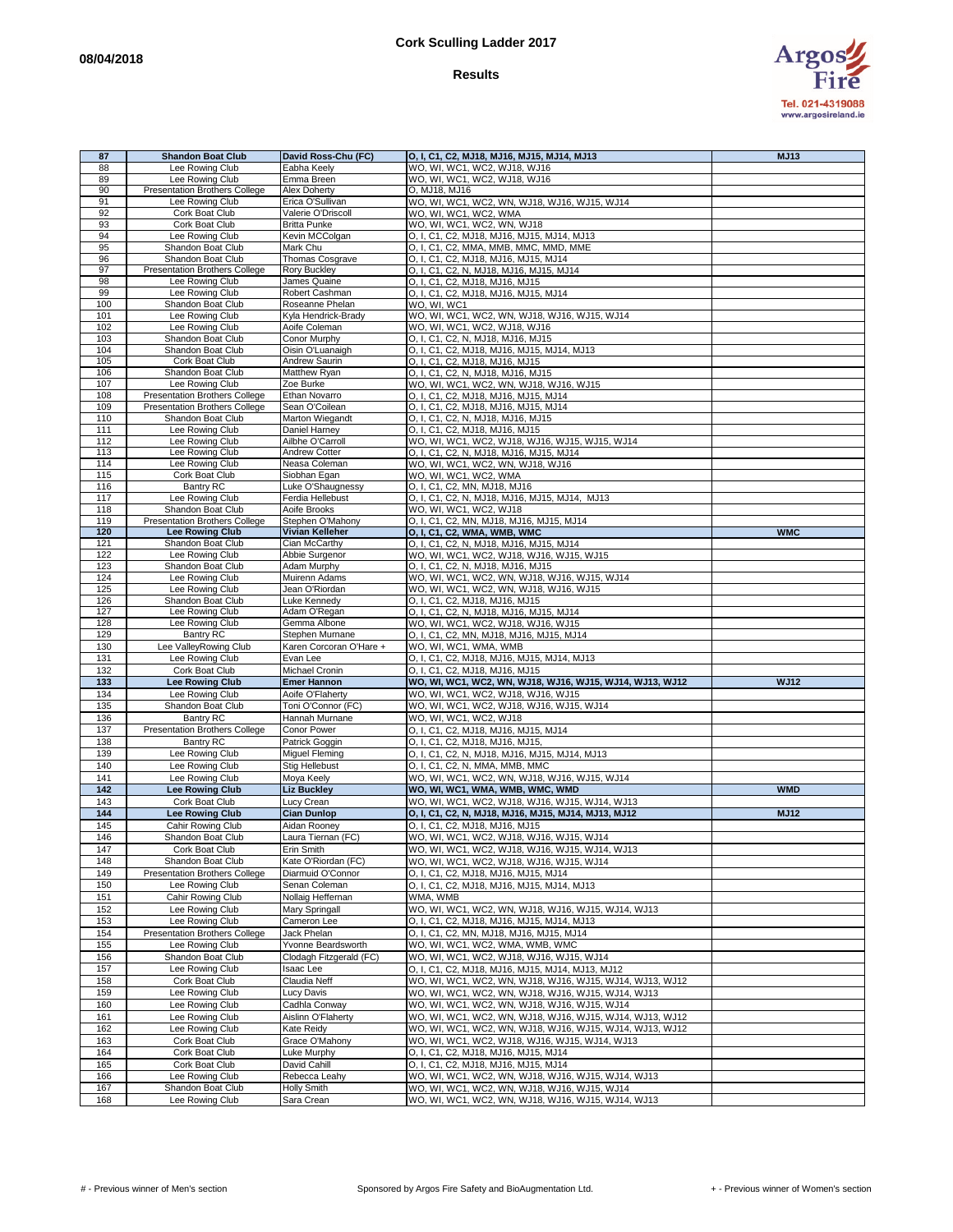# Cork Sculling Ladder 2017

08/04/2018

## Results

Argos Fire
Tel. 021-4319088
www.argosireland.ie

| | | | | |
|---|---|---|---|---|
| **87** | **Shandon Boat Club** | **David Ross-Chu (FC)** | **O, I, C1, C2, MJ18, MJ16, MJ15, MJ14, MJ13** | **MJ13** |
| 88 | Lee Rowing Club | Eabha Keely | WO, WI, WC1, WC2, WJ18, WJ16 | |
| 89 | Lee Rowing Club | Emma Breen | WO, WI, WC1, WC2, WJ18, WJ16 | |
| 90 | Presentation Brothers College | Alex Doherty | O, MJ18, MJ16 | |
| 91 | Lee Rowing Club | Erica O'Sullivan | WO, WI, WC1, WC2, WN, WJ18, WJ16, WJ15, WJ14 | |
| 92 | Cork Boat Club | Valerie O'Driscoll | WO, WI, WC1, WC2, WMA | |
| 93 | Cork Boat Club | Britta Punke | WO, WI, WC1, WC2, WN, WJ18 | |
| 94 | Lee Rowing Club | Kevin MCColgan | O, I, C1, C2, MJ18, MJ16, MJ15, MJ14, MJ13 | |
| 95 | Shandon Boat Club | Mark Chu | O, I, C1, C2, MMA, MMB, MMC, MMD, MME | |
| 96 | Shandon Boat Club | Thomas Cosgrave | O, I, C1, C2, MJ18, MJ16, MJ15, MJ14 | |
| 97 | Presentation Brothers College | Rory Buckley | O, I, C1, C2, N, MJ18, MJ16, MJ15, MJ14 | |
| 98 | Lee Rowing Club | James Quaine | O, I, C1, C2, MJ18, MJ16, MJ15 | |
| 99 | Lee Rowing Club | Robert Cashman | O, I, C1, C2, MJ18, MJ16, MJ15, MJ14 | |
| 100 | Shandon Boat Club | Roseanne Phelan | WO, WI, WC1 | |
| 101 | Lee Rowing Club | Kyla Hendrick-Brady | WO, WI, WC1, WC2, WN, WJ18, WJ16, WJ15, WJ14 | |
| 102 | Lee Rowing Club | Aoife Coleman | WO, WI, WC1, WC2, WJ18, WJ16 | |
| 103 | Shandon Boat Club | Conor Murphy | O, I, C1, C2, N, MJ18, MJ16, MJ15 | |
| 104 | Shandon Boat Club | Oisin O'Luanaigh | O, I, C1, C2, MJ18, MJ16, MJ15, MJ14, MJ13 | |
| 105 | Cork Boat Club | Andrew Saurin | O, I, C1, C2, MJ18, MJ16, MJ15 | |
| 106 | Shandon Boat Club | Matthew Ryan | O, I, C1, C2, N, MJ18, MJ16, MJ15 | |
| 107 | Lee Rowing Club | Zoe Burke | WO, WI, WC1, WC2, WN, WJ18, WJ16, WJ15 | |
| 108 | Presentation Brothers College | Ethan Novarro | O, I, C1, C2, MJ18, MJ16, MJ15, MJ14 | |
| 109 | Presentation Brothers College | Sean O'Coilean | O, I, C1, C2, MJ18, MJ16, MJ15, MJ14 | |
| 110 | Shandon Boat Club | Marton Wiegandt | O, I, C1, C2, N, MJ18, MJ16, MJ15 | |
| 111 | Lee Rowing Club | Daniel Harney | O, I, C1, C2, MJ18, MJ16, MJ15 | |
| 112 | Lee Rowing Club | Ailbhe O'Carroll | WO, WI, WC1, WC2, WJ18, WJ16, WJ15, WJ15, WJ14 | |
| 113 | Lee Rowing Club | Andrew Cotter | O, I, C1, C2, N, MJ18, MJ16, MJ15, MJ14 | |
| 114 | Lee Rowing Club | Neasa Coleman | WO, WI, WC1, WC2, WN, WJ18, WJ16 | |
| 115 | Cork Boat Club | Siobhan Egan | WO, WI, WC1, WC2, WMA | |
| 116 | Bantry RC | Luke O'Shaugnessy | O, I, C1, C2, MN, MJ18, MJ16 | |
| 117 | Lee Rowing Club | Ferdia Hellebust | O, I, C1, C2, N, MJ18, MJ16, MJ15, MJ14, MJ13 | |
| 118 | Shandon Boat Club | Aoife Brooks | WO, WI, WC1, WC2, WJ18 | |
| 119 | Presentation Brothers College | Stephen O'Mahony | O, I, C1, C2, MN, MJ18, MJ16, MJ15, MJ14 | |
| **120** | **Lee Rowing Club** | **Vivian Kelleher** | **O, I, C1, C2, WMA, WMB, WMC** | **WMC** |
| 121 | Shandon Boat Club | Cian McCarthy | O, I, C1, C2, N, MJ18, MJ16, MJ15, MJ14 | |
| 122 | Lee Rowing Club | Abbie Surgenor | WO, WI, WC1, WC2, WJ18, WJ16, WJ15 | |
| 123 | Shandon Boat Club | Adam Murphy | O, I, C1, C2, N, MJ18, MJ16, MJ15 | |
| 124 | Lee Rowing Club | Muirenn Adams | WO, WI, WC1, WC2, WN, WJ18, WJ16, WJ15, WJ14 | |
| 125 | Lee Rowing Club | Jean O'Riordan | WO, WI, WC1, WC2, WN, WJ18, WJ16, WJ15 | |
| 126 | Shandon Boat Club | Luke Kennedy | O, I, C1, C2, MJ18, MJ16, MJ15 | |
| 127 | Lee Rowing Club | Adam O'Regan | O, I, C1, C2, N, MJ18, MJ16, MJ15, MJ14 | |
| 128 | Lee Rowing Club | Gemma Albone | WO, WI, WC1, WC2, WJ18, WJ16, WJ15 | |
| 129 | Bantry RC | Stephen Murnane | O, I, C1, C2, MN, MJ18, MJ16, MJ15, MJ14 | |
| 130 | Lee ValleyRowing Club | Karen Corcoran O'Hare + | WO, WI, WC1, WMA, WMB | |
| 131 | Lee Rowing Club | Evan Lee | O, I, C1, C2, MJ18, MJ16, MJ15, MJ14, MJ13 | |
| 132 | Cork Boat Club | Michael Cronin | O, I, C1, C2, MJ18, MJ16, MJ15 | |
| **133** | **Lee Rowing Club** | **Emer Hannon** | **WO, WI, WC1, WC2, WN, WJ18, WJ16, WJ15, WJ14, WJ13, WJ12** | **WJ12** |
| 134 | Lee Rowing Club | Aoife O'Flaherty | WO, WI, WC1, WC2, WJ18, WJ16, WJ15 | |
| 135 | Shandon Boat Club | Toni O'Connor (FC) | WO, WI, WC1, WC2, WJ18, WJ16, WJ15, WJ14 | |
| 136 | Bantry RC | Hannah Murnane | WO, WI, WC1, WC2, WJ18 | |
| 137 | Presentation Brothers College | Conor Power | O, I, C1, C2, MJ18, MJ16, MJ15, MJ14 | |
| 138 | Bantry RC | Patrick Goggin | O, I, C1, C2, MJ18, MJ16, MJ15, | |
| 139 | Lee Rowing Club | Miguel Fleming | O, I, C1, C2, N, MJ18, MJ16, MJ15, MJ14, MJ13 | |
| 140 | Lee Rowing Club | Stig Hellebust | O, I, C1, C2, N, MMA, MMB, MMC | |
| 141 | Lee Rowing Club | Moya Keely | WO, WI, WC1, WC2, WN, WJ18, WJ16, WJ15, WJ14 | |
| **142** | **Lee Rowing Club** | **Liz Buckley** | **WO, WI, WC1, WMA, WMB, WMC, WMD** | **WMD** |
| 143 | Cork Boat Club | Lucy Crean | WO, WI, WC1, WC2, WJ18, WJ16, WJ15, WJ14, WJ13 | |
| **144** | **Lee Rowing Club** | **Cian Dunlop** | **O, I, C1, C2, N, MJ18, MJ16, MJ15, MJ14, MJ13, MJ12** | **MJ12** |
| 145 | Cahir Rowing Club | Aidan Rooney | O, I, C1, C2, MJ18, MJ16, MJ15 | |
| 146 | Shandon Boat Club | Laura Tiernan (FC) | WO, WI, WC1, WC2, WJ18, WJ16, WJ15, WJ14 | |
| 147 | Cork Boat Club | Erin Smith | WO, WI, WC1, WC2, WJ18, WJ16, WJ15, WJ14, WJ13 | |
| 148 | Shandon Boat Club | Kate O'Riordan (FC) | WO, WI, WC1, WC2, WJ18, WJ16, WJ15, WJ14 | |
| 149 | Presentation Brothers College | Diarmuid O'Connor | O, I, C1, C2, MJ18, MJ16, MJ15, MJ14 | |
| 150 | Lee Rowing Club | Senan Coleman | O, I, C1, C2, MJ18, MJ16, MJ15, MJ14, MJ13 | |
| 151 | Cahir Rowing Club | Nollaig Heffernan | WMA, WMB | |
| 152 | Lee Rowing Club | Mary Springall | WO, WI, WC1, WC2, WN, WJ18, WJ16, WJ15, WJ14, WJ13 | |
| 153 | Lee Rowing Club | Cameron Lee | O, I, C1, C2, MJ18, MJ16, MJ15, MJ14, MJ13 | |
| 154 | Presentation Brothers College | Jack Phelan | O, I, C1, C2, MN, MJ18, MJ16, MJ15, MJ14 | |
| 155 | Lee Rowing Club | Yvonne Beardsworth | WO, WI, WC1, WC2, WMA, WMB, WMC | |
| 156 | Shandon Boat Club | Clodagh Fitzgerald (FC) | WO, WI, WC1, WC2, WJ18, WJ16, WJ15, WJ14 | |
| 157 | Lee Rowing Club | Isaac Lee | O, I, C1, C2, MJ18, MJ16, MJ15, MJ14, MJ13, MJ12 | |
| 158 | Cork Boat Club | Claudia Neff | WO, WI, WC1, WC2, WN, WJ18, WJ16, WJ15, WJ14, WJ13, WJ12 | |
| 159 | Lee Rowing Club | Lucy Davis | WO, WI, WC1, WC2, WN, WJ18, WJ16, WJ15, WJ14, WJ13 | |
| 160 | Lee Rowing Club | Cadhla Conway | WO, WI, WC1, WC2, WN, WJ18, WJ16, WJ15, WJ14 | |
| 161 | Lee Rowing Club | Aislinn O'Flaherty | WO, WI, WC1, WC2, WN, WJ18, WJ16, WJ15, WJ14, WJ13, WJ12 | |
| 162 | Lee Rowing Club | Kate Reidy | WO, WI, WC1, WC2, WN, WJ18, WJ16, WJ15, WJ14, WJ13, WJ12 | |
| 163 | Cork Boat Club | Grace O'Mahony | WO, WI, WC1, WC2, WJ18, WJ16, WJ15, WJ14, WJ13 | |
| 164 | Cork Boat Club | Luke Murphy | O, I, C1, C2, MJ18, MJ16, MJ15, MJ14 | |
| 165 | Cork Boat Club | David Cahill | O, I, C1, C2, MJ18, MJ16, MJ15, MJ14 | |
| 166 | Lee Rowing Club | Rebecca Leahy | WO, WI, WC1, WC2, WN, WJ18, WJ16, WJ15, WJ14, WJ13 | |
| 167 | Shandon Boat Club | Holly Smith | WO, WI, WC1, WC2, WN, WJ18, WJ16, WJ15, WJ14 | |
| 168 | Lee Rowing Club | Sara Crean | WO, WI, WC1, WC2, WN, WJ18, WJ16, WJ15, WJ14, WJ13 | |

# - Previous winner of Men's section

Sponsored by Argos Fire Safety and BioAugmentation Ltd.

+ - Previous winner of Women's section